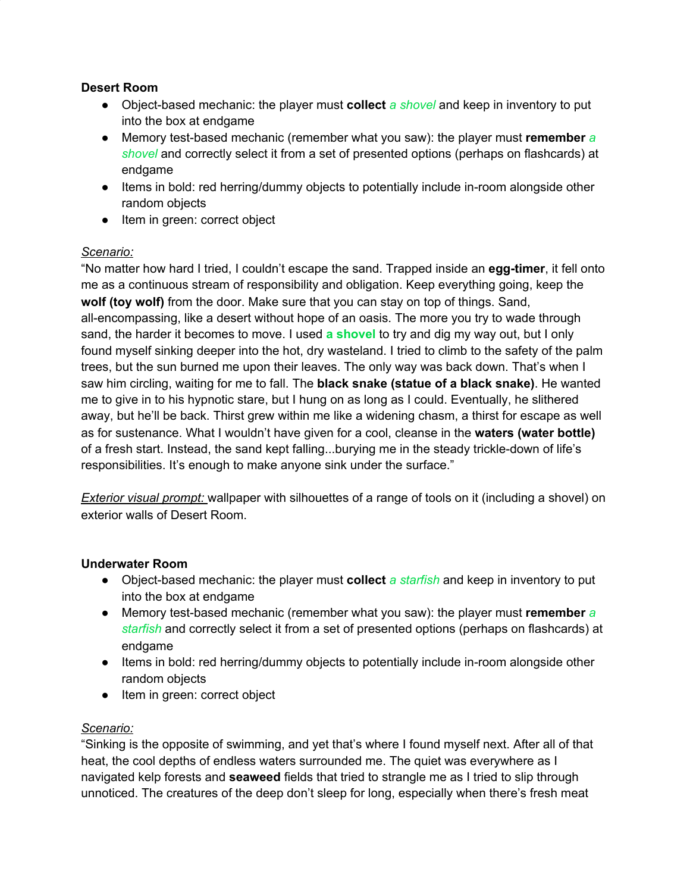**Desert Room**

- Object-based mechanic: the player must **collect** *a shovel* and keep in inventory to put into the box at endgame
- Memory test-based mechanic (remember what you saw): the player must **remember** *a shovel* and correctly select it from a set of presented options (perhaps on flashcards) at endgame
- Items in bold: red herring/dummy objects to potentially include in-room alongside other random objects
- Item in green: correct object

*Scenario:*

"No matter how hard I tried, I couldn't escape the sand. Trapped inside an **egg-timer**, it fell onto me as a continuous stream of responsibility and obligation. Keep everything going, keep the **wolf (toy wolf)** from the door. Make sure that you can stay on top of things. Sand, all-encompassing, like a desert without hope of an oasis. The more you try to wade through sand, the harder it becomes to move. I used **a shovel** to try and dig my way out, but I only found myself sinking deeper into the hot, dry wasteland. I tried to climb to the safety of the palm trees, but the sun burned me upon their leaves. The only way was back down. That's when I saw him circling, waiting for me to fall. The **black snake (statue of a black snake)**. He wanted me to give in to his hypnotic stare, but I hung on as long as I could. Eventually, he slithered away, but he'll be back. Thirst grew within me like a widening chasm, a thirst for escape as well as for sustenance. What I wouldn't have given for a cool, cleanse in the **waters (water bottle)** of a fresh start. Instead, the sand kept falling...burying me in the steady trickle-down of life's responsibilities. It's enough to make anyone sink under the surface."

*Exterior visual prompt:* wallpaper with silhouettes of a range of tools on it (including a shovel) on exterior walls of Desert Room.

**Underwater Room**

- Object-based mechanic: the player must **collect** *a starfish* and keep in inventory to put into the box at endgame
- Memory test-based mechanic (remember what you saw): the player must **remember** *a starfish* and correctly select it from a set of presented options (perhaps on flashcards) at endgame
- Items in bold: red herring/dummy objects to potentially include in-room alongside other random objects
- Item in green: correct object

*Scenario:*

"Sinking is the opposite of swimming, and yet that's where I found myself next. After all of that heat, the cool depths of endless waters surrounded me. The quiet was everywhere as I navigated kelp forests and **seaweed** fields that tried to strangle me as I tried to slip through unnoticed. The creatures of the deep don't sleep for long, especially when there's fresh meat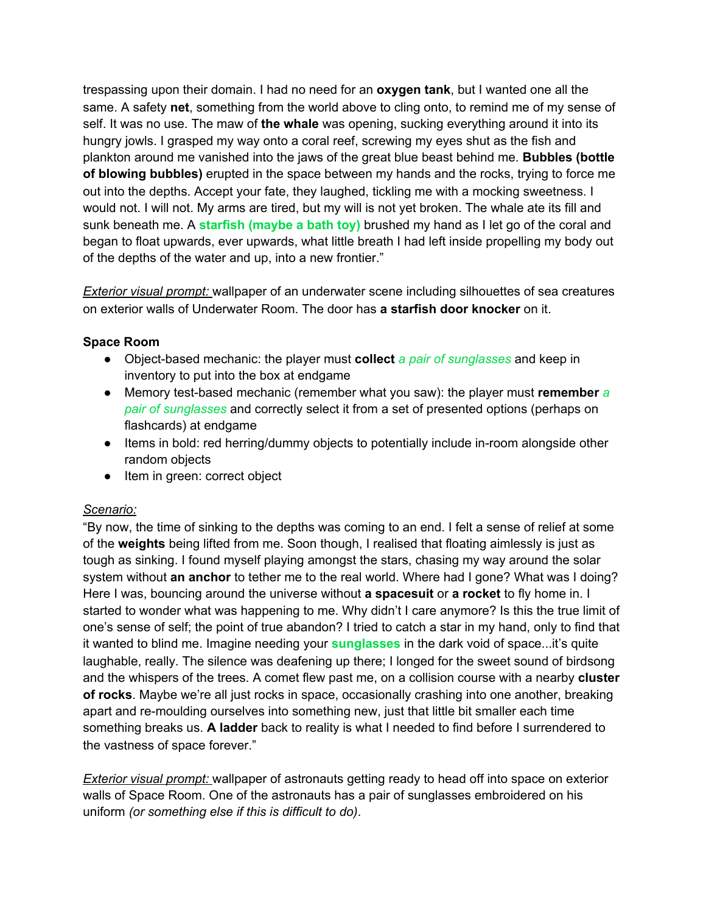trespassing upon their domain. I had no need for an **oxygen tank**, but I wanted one all the same. A safety **net**, something from the world above to cling onto, to remind me of my sense of self. It was no use. The maw of **the whale** was opening, sucking everything around it into its hungry jowls. I grasped my way onto a coral reef, screwing my eyes shut as the fish and plankton around me vanished into the jaws of the great blue beast behind me. **Bubbles (bottle of blowing bubbles)** erupted in the space between my hands and the rocks, trying to force me out into the depths. Accept your fate, they laughed, tickling me with a mocking sweetness. I would not. I will not. My arms are tired, but my will is not yet broken. The whale ate its fill and sunk beneath me. A **starfish (maybe a bath toy)** brushed my hand as I let go of the coral and began to float upwards, ever upwards, what little breath I had left inside propelling my body out of the depths of the water and up, into a new frontier."

*Exterior visual prompt:* wallpaper of an underwater scene including silhouettes of sea creatures on exterior walls of Underwater Room. The door has **a starfish door knocker** on it.

**Space Room**

- Object-based mechanic: the player must **collect** *a pair of sunglasses* and keep in inventory to put into the box at endgame
- Memory test-based mechanic (remember what you saw): the player must **remember** *a pair of sunglasses* and correctly select it from a set of presented options (perhaps on flashcards) at endgame
- Items in bold: red herring/dummy objects to potentially include in-room alongside other random objects
- Item in green: correct object

*Scenario:*

"By now, the time of sinking to the depths was coming to an end. I felt a sense of relief at some of the **weights** being lifted from me. Soon though, I realised that floating aimlessly is just as tough as sinking. I found myself playing amongst the stars, chasing my way around the solar system without **an anchor** to tether me to the real world. Where had I gone? What was I doing? Here I was, bouncing around the universe without **a spacesuit** or **a rocket** to fly home in. I started to wonder what was happening to me. Why didn't I care anymore? Is this the true limit of one's sense of self; the point of true abandon? I tried to catch a star in my hand, only to find that it wanted to blind me. Imagine needing your **sunglasses** in the dark void of space...it's quite laughable, really. The silence was deafening up there; I longed for the sweet sound of birdsong and the whispers of the trees. A comet flew past me, on a collision course with a nearby **cluster of rocks**. Maybe we're all just rocks in space, occasionally crashing into one another, breaking apart and re-moulding ourselves into something new, just that little bit smaller each time something breaks us. **A ladder** back to reality is what I needed to find before I surrendered to the vastness of space forever."

*Exterior visual prompt:* wallpaper of astronauts getting ready to head off into space on exterior walls of Space Room. One of the astronauts has a pair of sunglasses embroidered on his uniform *(or something else if this is difficult to do)*.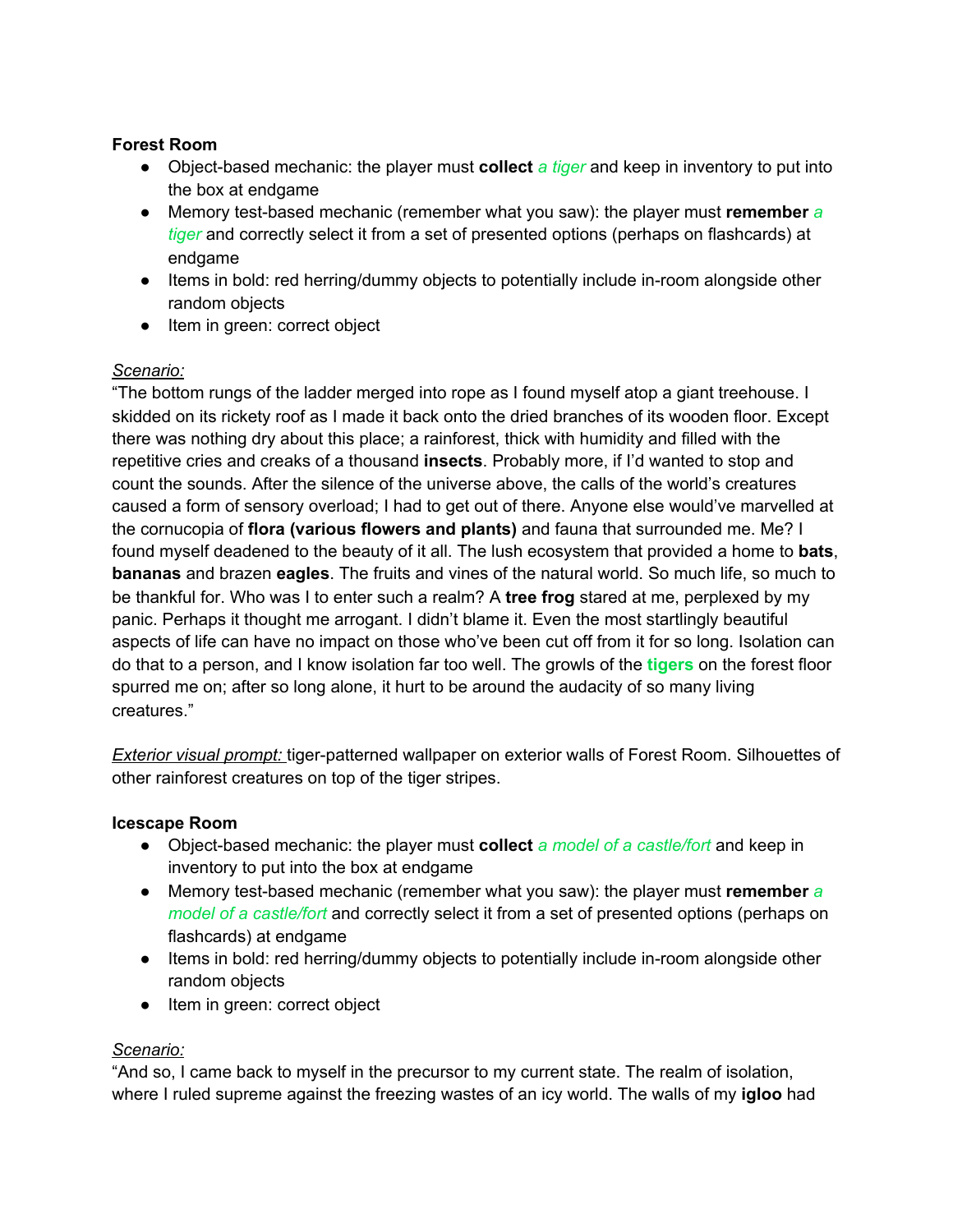**Forest Room**

- Object-based mechanic: the player must **collect** *a tiger* and keep in inventory to put into the box at endgame
- Memory test-based mechanic (remember what you saw): the player must **remember** *a tiger* and correctly select it from a set of presented options (perhaps on flashcards) at endgame
- Items in bold: red herring/dummy objects to potentially include in-room alongside other random objects
- Item in green: correct object

*Scenario:*

"The bottom rungs of the ladder merged into rope as I found myself atop a giant treehouse. I skidded on its rickety roof as I made it back onto the dried branches of its wooden floor. Except there was nothing dry about this place; a rainforest, thick with humidity and filled with the repetitive cries and creaks of a thousand **insects**. Probably more, if I'd wanted to stop and count the sounds. After the silence of the universe above, the calls of the world's creatures caused a form of sensory overload; I had to get out of there. Anyone else would've marvelled at the cornucopia of **flora (various flowers and plants)** and fauna that surrounded me. Me? I found myself deadened to the beauty of it all. The lush ecosystem that provided a home to **bats**, **bananas** and brazen **eagles**. The fruits and vines of the natural world. So much life, so much to be thankful for. Who was I to enter such a realm? A **tree frog** stared at me, perplexed by my panic. Perhaps it thought me arrogant. I didn't blame it. Even the most startlingly beautiful aspects of life can have no impact on those who've been cut off from it for so long. Isolation can do that to a person, and I know isolation far too well. The growls of the **tigers** on the forest floor spurred me on; after so long alone, it hurt to be around the audacity of so many living creatures."

*Exterior visual prompt:* tiger-patterned wallpaper on exterior walls of Forest Room. Silhouettes of other rainforest creatures on top of the tiger stripes.

**Icescape Room**

- Object-based mechanic: the player must **collect** *a model of a castle/fort* and keep in inventory to put into the box at endgame
- Memory test-based mechanic (remember what you saw): the player must **remember** *a model of a castle/fort* and correctly select it from a set of presented options (perhaps on flashcards) at endgame
- Items in bold: red herring/dummy objects to potentially include in-room alongside other random objects
- Item in green: correct object

*Scenario:*

"And so, I came back to myself in the precursor to my current state. The realm of isolation, where I ruled supreme against the freezing wastes of an icy world. The walls of my **igloo** had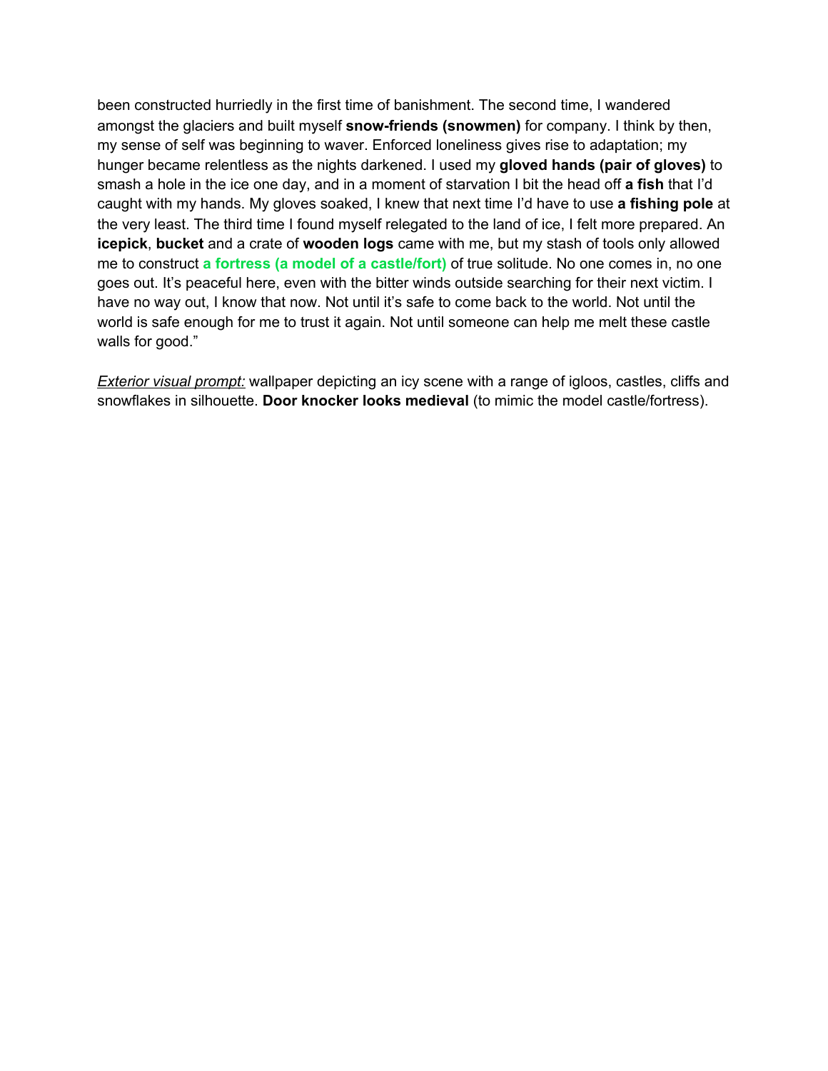been constructed hurriedly in the first time of banishment. The second time, I wandered amongst the glaciers and built myself **snow-friends (snowmen)** for company. I think by then, my sense of self was beginning to waver. Enforced loneliness gives rise to adaptation; my hunger became relentless as the nights darkened. I used my **gloved hands (pair of gloves)** to smash a hole in the ice one day, and in a moment of starvation I bit the head off **a fish** that I'd caught with my hands. My gloves soaked, I knew that next time I'd have to use **a fishing pole** at the very least. The third time I found myself relegated to the land of ice, I felt more prepared. An **icepick**, **bucket** and a crate of **wooden logs** came with me, but my stash of tools only allowed me to construct **a fortress (a model of a castle/fort)** of true solitude. No one comes in, no one goes out. It's peaceful here, even with the bitter winds outside searching for their next victim. I have no way out, I know that now. Not until it's safe to come back to the world. Not until the world is safe enough for me to trust it again. Not until someone can help me melt these castle walls for good."

*Exterior visual prompt:* wallpaper depicting an icy scene with a range of igloos, castles, cliffs and snowflakes in silhouette. **Door knocker looks medieval** (to mimic the model castle/fortress).